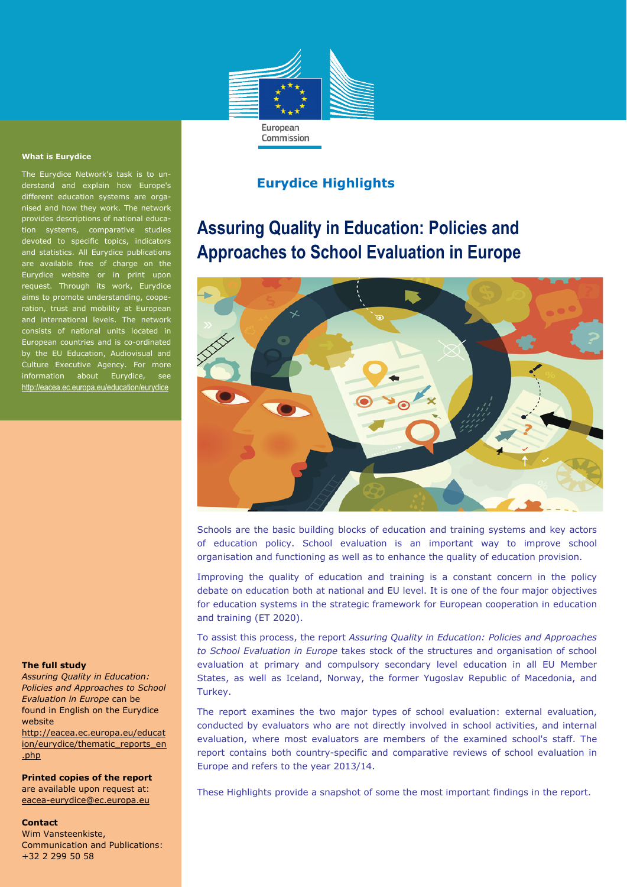European Commission

**Eurydice Highlights**

# Assuring Quality in Education: Policies and Approaches to School Evaluation in Europe

Schools are the basic building blocks of education and training systems and key actors of education policy. School evaluation is an important way to improve school organisation and functioning as well as to enhance the quality of education provision.

Improving the quality of education and training is a constant concern in the policy debate on education both at national and EU level. It is one of the four major objectives for education systems in the strategic framework for European cooperation in education and training (ET 2020).

To assist this process, the report *Assuring Quality in Education: Policies and Approaches to School Evaluation in Europe* takes stock of the structures and organisation of school evaluation at primary and compulsory secondary level education in all EU Member States, as well as Iceland, Norway, the former Yugoslav Republic of Macedonia, and Turkey.

The report examines the two major types of school evaluation: external evaluation, conducted by evaluators who are not directly involved in school activities, and internal evaluation, where most evaluators are members of the examined school's staff. The report contains both country-specific and comparative reviews of school evaluation in Europe and refers to the year 2013/14.

These Highlights provide a snapshot of some the most important findings in the report.

**What is Eurydice**

The Eurydice Network's task is to understand and explain how Europe's different education systems are organised and how they work. The network provides descriptions of national education systems, comparative studies devoted to specific topics, indicators and statistics. All Eurydice publications are available free of charge on the Eurydice website or in print upon request. Through its work, Eurydice aims to promote understanding, cooperation, trust and mobility at European and international levels. The network consists of national units located in European countries and is co-ordinated by the EU Education, Audiovisual and Culture Executive Agency. For more information about Eurydice, see http://eacea.ec.europa.eu/education/eurydice

**The full study**

*Assuring Quality in Education: Policies and Approaches to School Evaluation in Europe* can be found in English on the Eurydice website
http://eacea.ec.europa.eu/education/eurydice/thematic_reports_en.php

**Printed copies of the report** are available upon request at: eacea-eurydice@ec.europa.eu

**Contact**
Wim Vansteenkiste,
Communication and Publications:
+32 2 299 50 58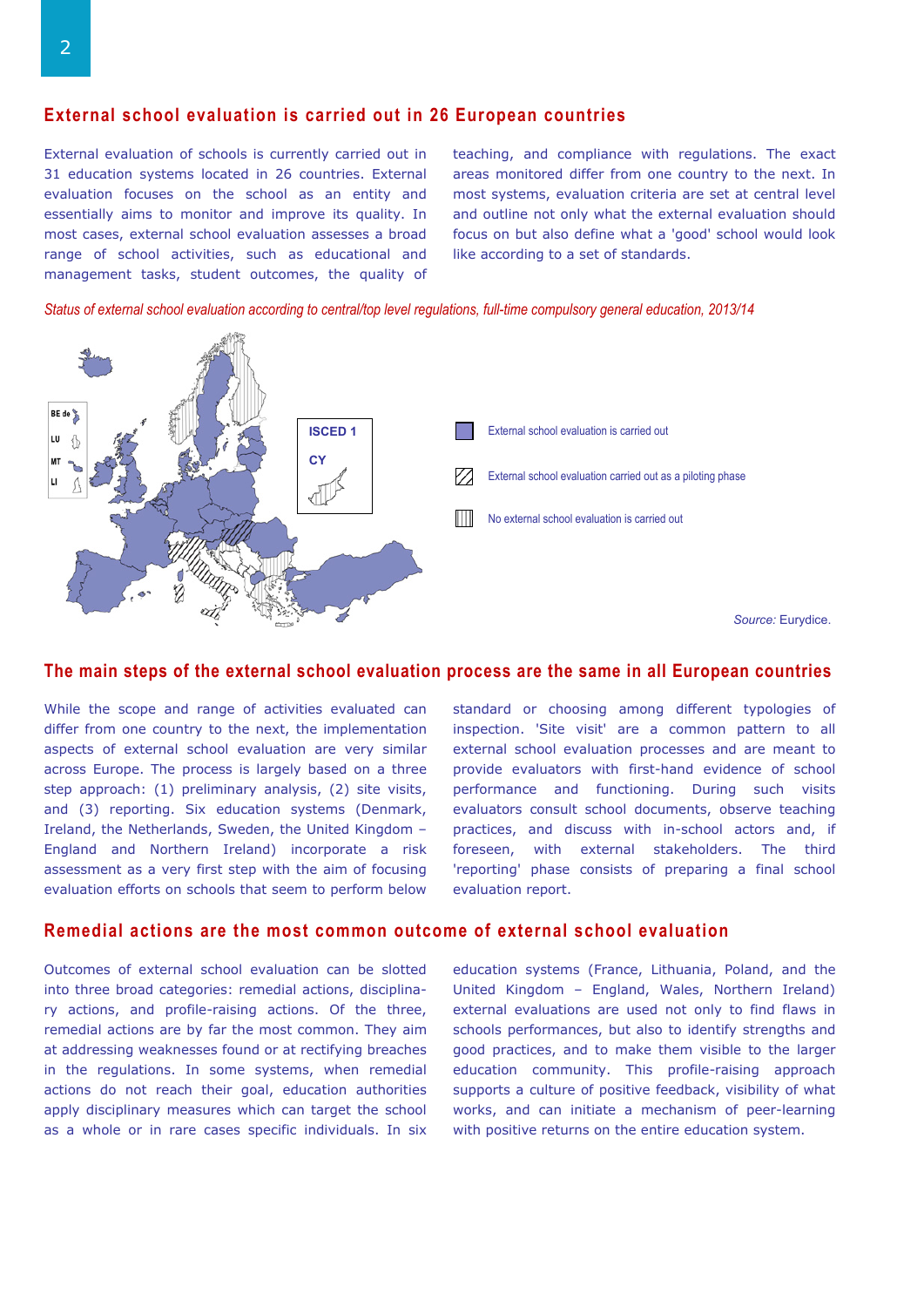## External school evaluation is carried out in 26 European countries

External evaluation of schools is currently carried out in 31 education systems located in 26 countries. External evaluation focuses on the school as an entity and essentially aims to monitor and improve its quality. In most cases, external school evaluation assesses a broad range of school activities, such as educational and management tasks, student outcomes, the quality of teaching, and compliance with regulations. The exact areas monitored differ from one country to the next. In most systems, evaluation criteria are set at central level and outline not only what the external evaluation should focus on but also define what a 'good' school would look like according to a set of standards.

*Status of external school evaluation according to central/top level regulations, full-time compulsory general education, 2013/14*

BE de, LU, MT, LI

ISCED 1, CY

- External school evaluation is carried out
- External school evaluation carried out as a piloting phase
- No external school evaluation is carried out

*Source:* Eurydice.

## The main steps of the external school evaluation process are the same in all European countries

While the scope and range of activities evaluated can differ from one country to the next, the implementation aspects of external school evaluation are very similar across Europe. The process is largely based on a three step approach: (1) preliminary analysis, (2) site visits, and (3) reporting. Six education systems (Denmark, Ireland, the Netherlands, Sweden, the United Kingdom – England and Northern Ireland) incorporate a risk assessment as a very first step with the aim of focusing evaluation efforts on schools that seem to perform below standard or choosing among different typologies of inspection. 'Site visit' are a common pattern to all external school evaluation processes and are meant to provide evaluators with first-hand evidence of school performance and functioning. During such visits evaluators consult school documents, observe teaching practices, and discuss with in-school actors and, if foreseen, with external stakeholders. The third 'reporting' phase consists of preparing a final school evaluation report.

## Remedial actions are the most common outcome of external school evaluation

Outcomes of external school evaluation can be slotted into three broad categories: remedial actions, disciplinary actions, and profile-raising actions. Of the three, remedial actions are by far the most common. They aim at addressing weaknesses found or at rectifying breaches in the regulations. In some systems, when remedial actions do not reach their goal, education authorities apply disciplinary measures which can target the school as a whole or in rare cases specific individuals. In six education systems (France, Lithuania, Poland, and the United Kingdom – England, Wales, Northern Ireland) external evaluations are used not only to find flaws in schools performances, but also to identify strengths and good practices, and to make them visible to the larger education community. This profile-raising approach supports a culture of positive feedback, visibility of what works, and can initiate a mechanism of peer-learning with positive returns on the entire education system.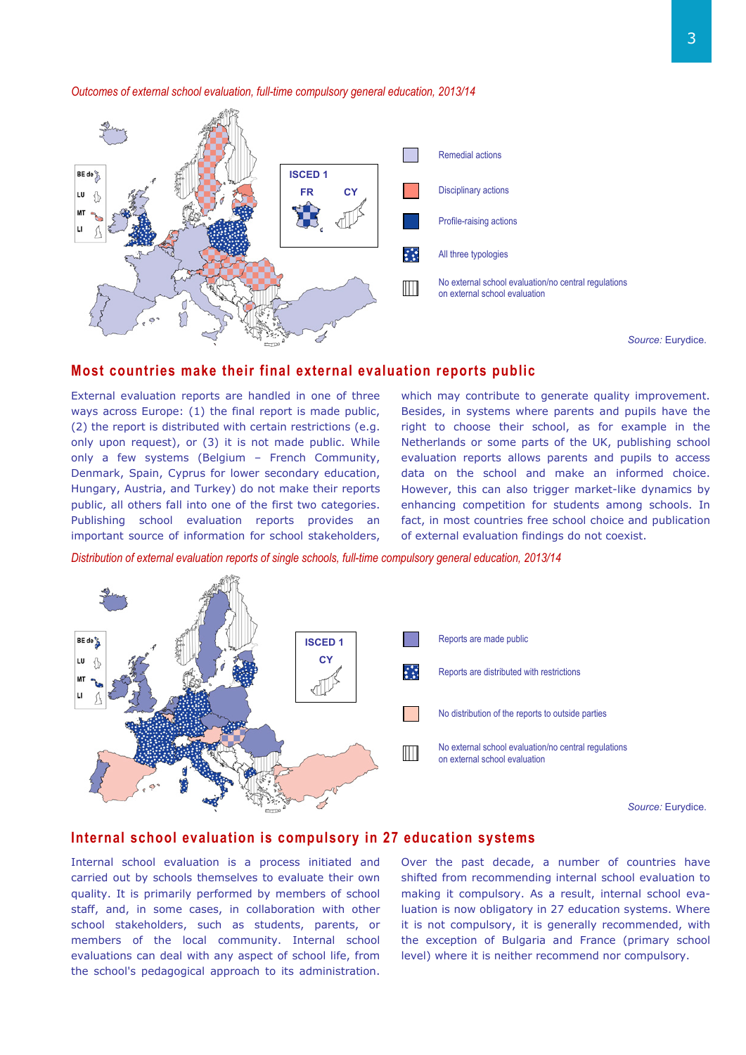*Outcomes of external school evaluation, full-time compulsory general education, 2013/14*

*Source:* Eurydice.

## Most countries make their final external evaluation reports public

External evaluation reports are handled in one of three ways across Europe: (1) the final report is made public, (2) the report is distributed with certain restrictions (e.g. only upon request), or (3) it is not made public. While only a few systems (Belgium – French Community, Denmark, Spain, Cyprus for lower secondary education, Hungary, Austria, and Turkey) do not make their reports public, all others fall into one of the first two categories. Publishing school evaluation reports provides an important source of information for school stakeholders, which may contribute to generate quality improvement. Besides, in systems where parents and pupils have the right to choose their school, as for example in the Netherlands or some parts of the UK, publishing school evaluation reports allows parents and pupils to access data on the school and make an informed choice. However, this can also trigger market-like dynamics by enhancing competition for students among schools. In fact, in most countries free school choice and publication of external evaluation findings do not coexist.

*Distribution of external evaluation reports of single schools, full-time compulsory general education, 2013/14*

*Source:* Eurydice.

## Internal school evaluation is compulsory in 27 education systems

Internal school evaluation is a process initiated and carried out by schools themselves to evaluate their own quality. It is primarily performed by members of school staff, and, in some cases, in collaboration with other school stakeholders, such as students, parents, or members of the local community. Internal school evaluations can deal with any aspect of school life, from the school's pedagogical approach to its administration.

Over the past decade, a number of countries have shifted from recommending internal school evaluation to making it compulsory. As a result, internal school evaluation is now obligatory in 27 education systems. Where it is not compulsory, it is generally recommended, with the exception of Bulgaria and France (primary school level) where it is neither recommend nor compulsory.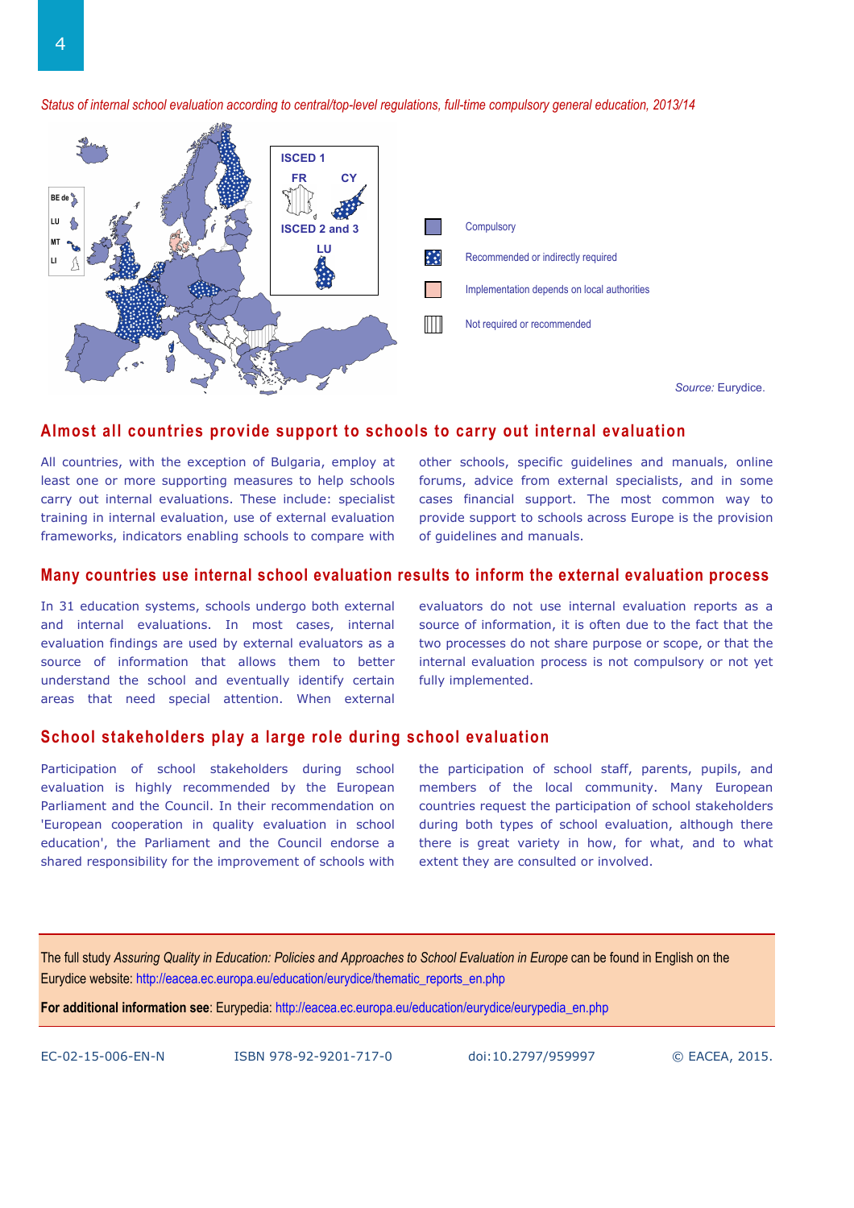*Status of internal school evaluation according to central/top-level regulations, full-time compulsory general education, 2013/14*

BE de
LU
MT
LI

ISCED 1
FR CY
ISCED 2 and 3
LU

Compulsory

Recommended or indirectly required

Implementation depends on local authorities

Not required or recommended

*Source:* Eurydice.

## Almost all countries provide support to schools to carry out internal evaluation

All countries, with the exception of Bulgaria, employ at least one or more supporting measures to help schools carry out internal evaluations. These include: specialist training in internal evaluation, use of external evaluation frameworks, indicators enabling schools to compare with other schools, specific guidelines and manuals, online forums, advice from external specialists, and in some cases financial support. The most common way to provide support to schools across Europe is the provision of guidelines and manuals.

## Many countries use internal school evaluation results to inform the external evaluation process

In 31 education systems, schools undergo both external and internal evaluations. In most cases, internal evaluation findings are used by external evaluators as a source of information that allows them to better understand the school and eventually identify certain areas that need special attention. When external evaluators do not use internal evaluation reports as a source of information, it is often due to the fact that the two processes do not share purpose or scope, or that the internal evaluation process is not compulsory or not yet fully implemented.

## School stakeholders play a large role during school evaluation

Participation of school stakeholders during school evaluation is highly recommended by the European Parliament and the Council. In their recommendation on 'European cooperation in quality evaluation in school education', the Parliament and the Council endorse a shared responsibility for the improvement of schools with the participation of school staff, parents, pupils, and members of the local community. Many European countries request the participation of school stakeholders during both types of school evaluation, although there there is great variety in how, for what, and to what extent they are consulted or involved.

The full study *Assuring Quality in Education: Policies and Approaches to School Evaluation in Europe* can be found in English on the Eurydice website: http://eacea.ec.europa.eu/education/eurydice/thematic_reports_en.php

**For additional information see**: Eurypedia: http://eacea.ec.europa.eu/education/eurydice/eurypedia_en.php

EC-02-15-006-EN-N ISBN 978-92-9201-717-0 doi:10.2797/959997 © EACEA, 2015.